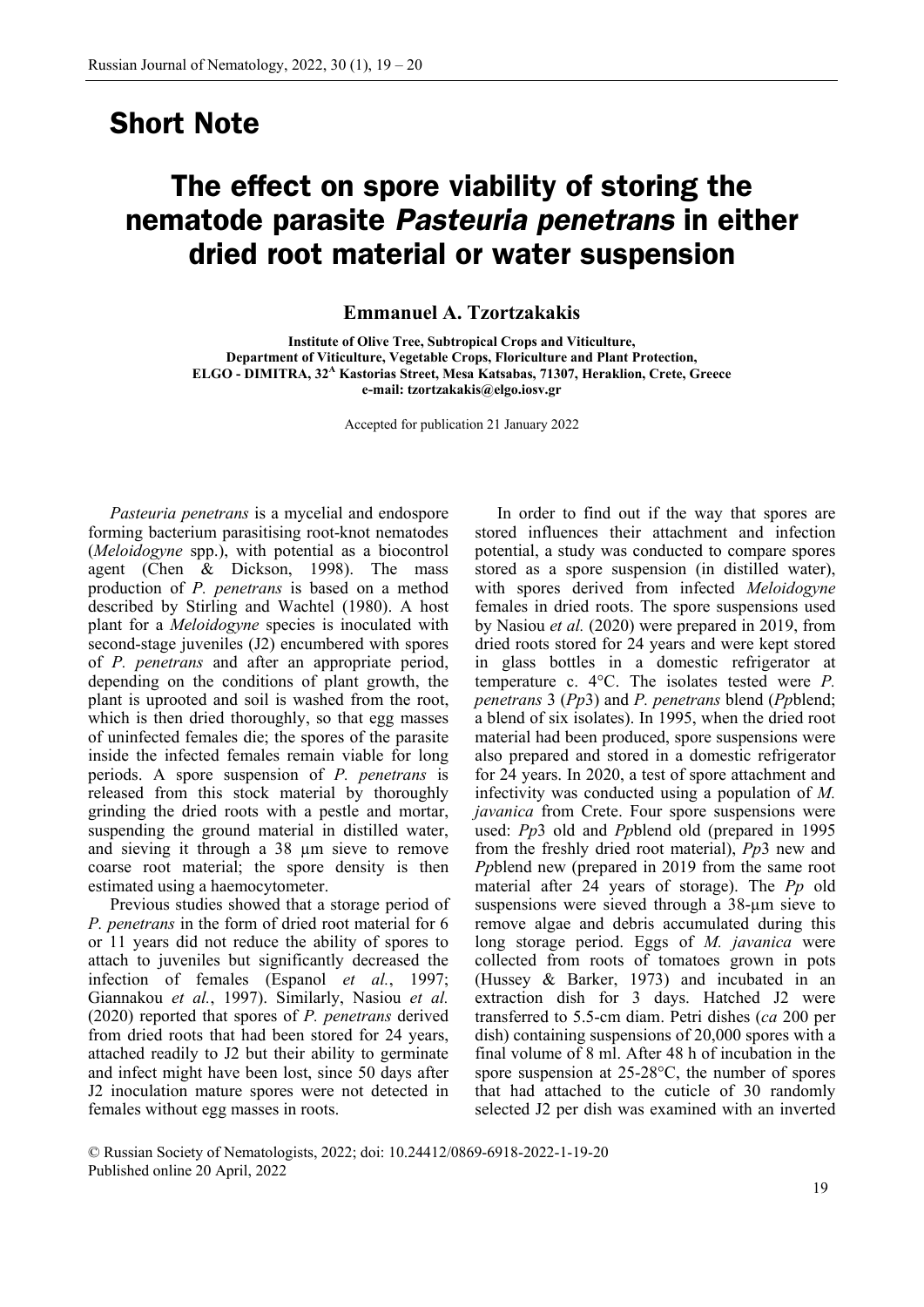## Short Note

# The effect on spore viability of storing the nematode parasite *Pasteuria penetrans* in either dried root material or water suspension

**Emmanuel A. Tzortzakakis**

**Institute of Olive Tree, Subtropical Crops and Viticulture, Department of Viticulture, Vegetable Crops, Floriculture and Plant Protection, ELGO - DIMITRA, 32[A] Kastorias Street, Mesa Katsabas, 71307, Heraklion, Crete, Greece**
**e-mail: tzortzakakis@elgo.iosv.gr**

Accepted for publication 21 January 2022

*Pasteuria penetrans* is a mycelial and endospore forming bacterium parasitising root-knot nematodes (*Meloidogyne* spp.), with potential as a biocontrol agent (Chen & Dickson, 1998). The mass production of *P. penetrans* is based on a method described by Stirling and Wachtel (1980). A host plant for a *Meloidogyne* species is inoculated with second-stage juveniles (J2) encumbered with spores of *P. penetrans* and after an appropriate period, depending on the conditions of plant growth, the plant is uprooted and soil is washed from the root, which is then dried thoroughly, so that egg masses of uninfected females die; the spores of the parasite inside the infected females remain viable for long periods. A spore suspension of *P. penetrans* is released from this stock material by thoroughly grinding the dried roots with a pestle and mortar, suspending the ground material in distilled water, and sieving it through a 38 μm sieve to remove coarse root material; the spore density is then estimated using a haemocytometer.

Previous studies showed that a storage period of *P. penetrans* in the form of dried root material for 6 or 11 years did not reduce the ability of spores to attach to juveniles but significantly decreased the infection of females (Espanol *et al.*, 1997; Giannakou *et al.*, 1997). Similarly, Nasiou *et al.* (2020) reported that spores of *P. penetrans* derived from dried roots that had been stored for 24 years, attached readily to J2 but their ability to germinate and infect might have been lost, since 50 days after J2 inoculation mature spores were not detected in females without egg masses in roots.

In order to find out if the way that spores are stored influences their attachment and infection potential, a study was conducted to compare spores stored as a spore suspension (in distilled water), with spores derived from infected *Meloidogyne* females in dried roots. The spore suspensions used by Nasiou *et al.* (2020) were prepared in 2019, from dried roots stored for 24 years and were kept stored in glass bottles in a domestic refrigerator at temperature c. 4°C. The isolates tested were *P. penetrans* 3 (*Pp*3) and *P. penetrans* blend (*Pp*blend; a blend of six isolates). In 1995, when the dried root material had been produced, spore suspensions were also prepared and stored in a domestic refrigerator for 24 years. In 2020, a test of spore attachment and infectivity was conducted using a population of *M. javanica* from Crete. Four spore suspensions were used: *Pp*3 old and *Pp*blend old (prepared in 1995 from the freshly dried root material), *Pp*3 new and *Pp*blend new (prepared in 2019 from the same root material after 24 years of storage). The *Pp* old suspensions were sieved through a 38-μm sieve to remove algae and debris accumulated during this long storage period. Eggs of *M. javanica* were collected from roots of tomatoes grown in pots (Hussey & Barker, 1973) and incubated in an extraction dish for 3 days. Hatched J2 were transferred to 5.5-cm diam. Petri dishes (*ca* 200 per dish) containing suspensions of 20,000 spores with a final volume of 8 ml. After 48 h of incubation in the spore suspension at 25-28°C, the number of spores that had attached to the cuticle of 30 randomly selected J2 per dish was examined with an inverted

© Russian Society of Nematologists, 2022; doi: 10.24412/0869-6918-2022-1-19-20
Published online 20 April, 2022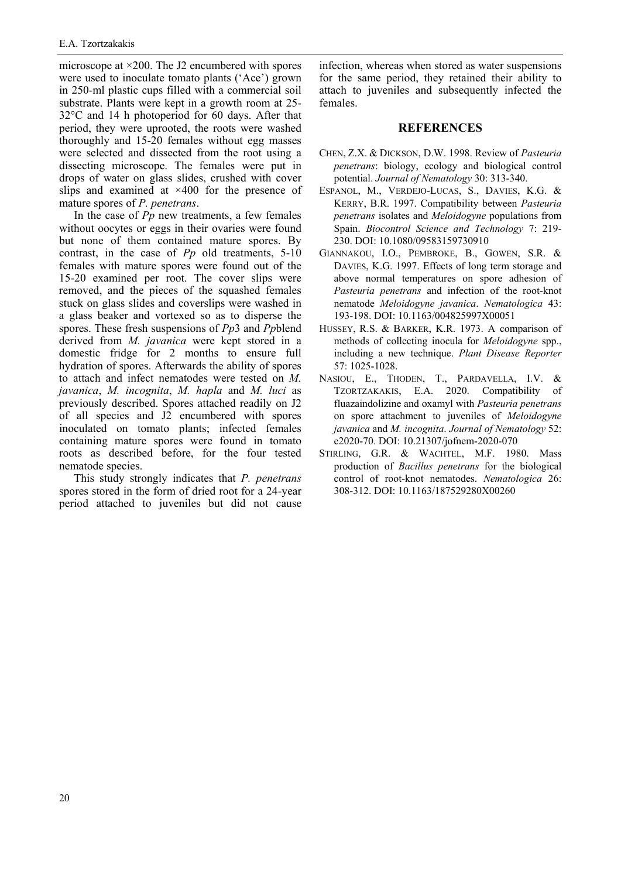microscope at ×200. The J2 encumbered with spores were used to inoculate tomato plants ('Ace') grown in 250-ml plastic cups filled with a commercial soil substrate. Plants were kept in a growth room at 25-32°C and 14 h photoperiod for 60 days. After that period, they were uprooted, the roots were washed thoroughly and 15-20 females without egg masses were selected and dissected from the root using a dissecting microscope. The females were put in drops of water on glass slides, crushed with cover slips and examined at ×400 for the presence of mature spores of *P. penetrans*.

In the case of *Pp* new treatments, a few females without oocytes or eggs in their ovaries were found but none of them contained mature spores. By contrast, in the case of *Pp* old treatments, 5-10 females with mature spores were found out of the 15-20 examined per root. The cover slips were removed, and the pieces of the squashed females stuck on glass slides and coverslips were washed in a glass beaker and vortexed so as to disperse the spores. These fresh suspensions of *Pp*3 and *Pp*blend derived from *M. javanica* were kept stored in a domestic fridge for 2 months to ensure full hydration of spores. Afterwards the ability of spores to attach and infect nematodes were tested on *M. javanica*, *M. incognita*, *M. hapla* and *M. luci* as previously described. Spores attached readily on J2 of all species and J2 encumbered with spores inoculated on tomato plants; infected females containing mature spores were found in tomato roots as described before, for the four tested nematode species.

This study strongly indicates that *P. penetrans* spores stored in the form of dried root for a 24-year period attached to juveniles but did not cause infection, whereas when stored as water suspensions for the same period, they retained their ability to attach to juveniles and subsequently infected the females.

## REFERENCES

CHEN, Z.X. & DICKSON, D.W. 1998. Review of *Pasteuria penetrans*: biology, ecology and biological control potential. *Journal of Nematology* 30: 313-340.

ESPANOL, M., VERDEJO-LUCAS, S., DAVIES, K.G. & KERRY, B.R. 1997. Compatibility between *Pasteuria penetrans* isolates and *Meloidogyne* populations from Spain. *Biocontrol Science and Technology* 7: 219-230. DOI: 10.1080/09583159730910

GIANNAKOU, I.O., PEMBROKE, B., GOWEN, S.R. & DAVIES, K.G. 1997. Effects of long term storage and above normal temperatures on spore adhesion of *Pasteuria penetrans* and infection of the root-knot nematode *Meloidogyne javanica*. *Nematologica* 43: 193-198. DOI: 10.1163/004825997X00051

HUSSEY, R.S. & BARKER, K.R. 1973. A comparison of methods of collecting inocula for *Meloidogyne* spp., including a new technique. *Plant Disease Reporter* 57: 1025-1028.

NASIOU, E., THODEN, T., PARDAVELLA, I.V. & TZORTZAKAKIS, E.A. 2020. Compatibility of fluazaindolizine and oxamyl with *Pasteuria penetrans* on spore attachment to juveniles of *Meloidogyne javanica* and *M. incognita*. *Journal of Nematology* 52: e2020-70. DOI: 10.21307/jofnem-2020-070

STIRLING, G.R. & WACHTEL, M.F. 1980. Mass production of *Bacillus penetrans* for the biological control of root-knot nematodes. *Nematologica* 26: 308-312. DOI: 10.1163/187529280X00260